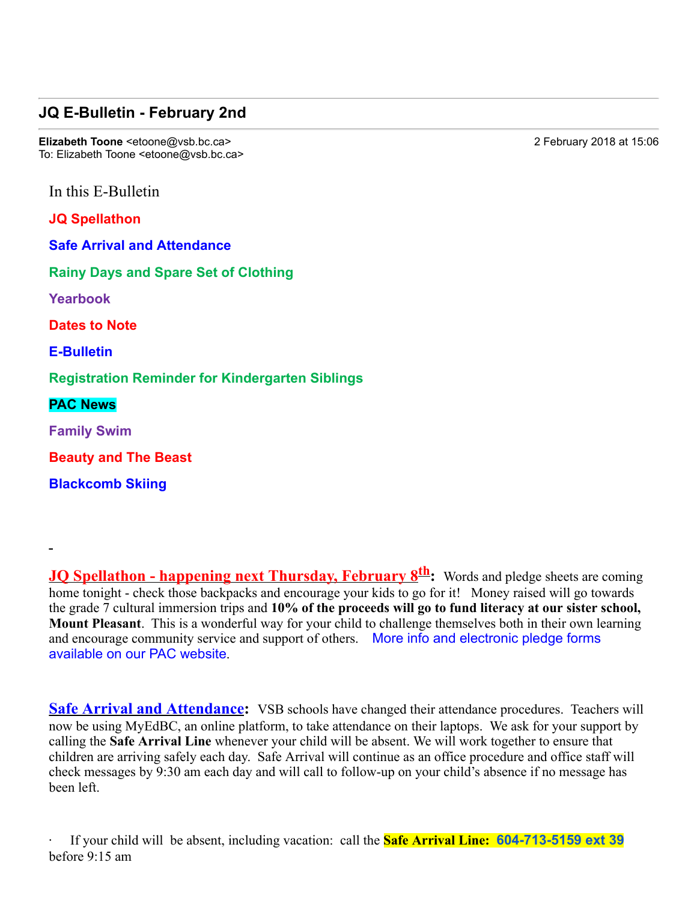## JQ E-Bulletin - February 2nd

**Elizabeth Toone** <etoone@vsb.bc.ca>  
To: Elizabeth Toone <etoone@vsb.bc.ca>

2 February 2018 at 15:06

In this E-Bulletin

**JQ Spellathon**

**Safe Arrival and Attendance**

**Rainy Days and Spare Set of Clothing**

**Yearbook**

**Dates to Note**

**E-Bulletin**

**Registration Reminder for Kindergarten Siblings**

**PAC News**

**Family Swim**

**Beauty and The Beast**

**Blackcomb Skiing**

-

**JQ Spellathon - happening next Thursday, February 8th:** Words and pledge sheets are coming home tonight - check those backpacks and encourage your kids to go for it! Money raised will go towards the grade 7 cultural immersion trips and **10% of the proceeds will go to fund literacy at our sister school, Mount Pleasant**. This is a wonderful way for your child to challenge themselves both in their own learning and encourage community service and support of others. More info and electronic pledge forms available on our PAC website.

**Safe Arrival and Attendance:** VSB schools have changed their attendance procedures. Teachers will now be using MyEdBC, an online platform, to take attendance on their laptops. We ask for your support by calling the **Safe Arrival Line** whenever your child will be absent. We will work together to ensure that children are arriving safely each day. Safe Arrival will continue as an office procedure and office staff will check messages by 9:30 am each day and will call to follow-up on your child's absence if no message has been left.

- If your child will be absent, including vacation: call the **Safe Arrival Line: 604-713-5159 ext 39** before 9:15 am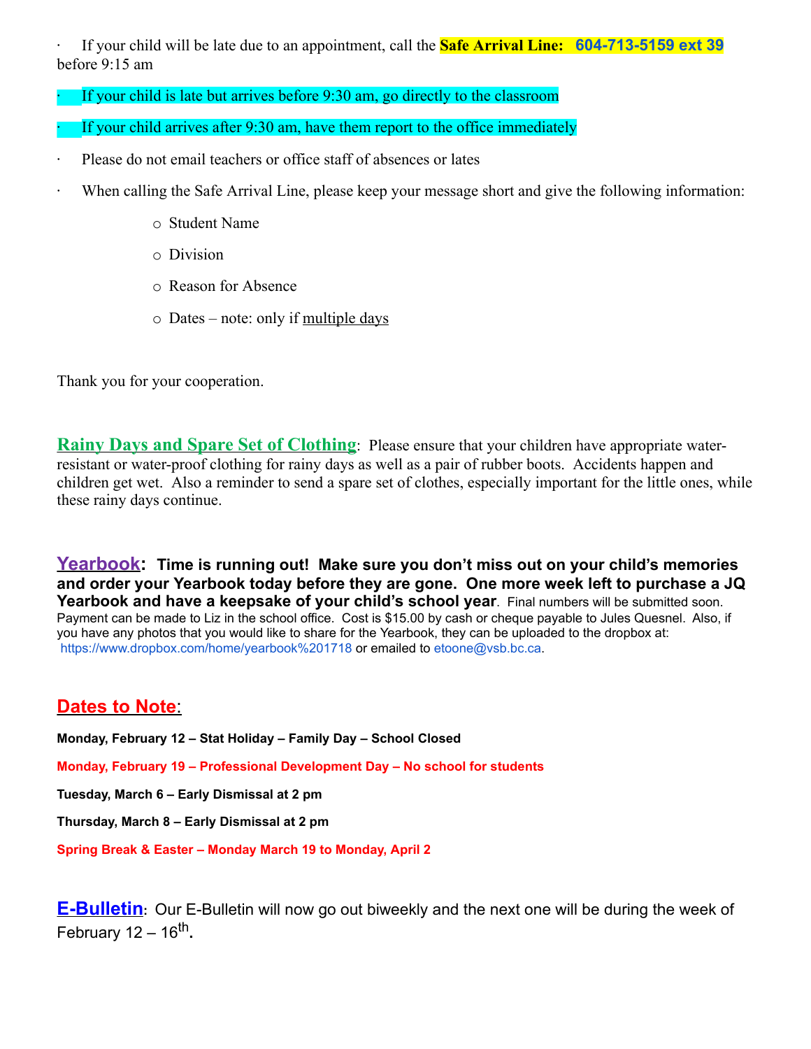- If your child will be late due to an appointment, call the **Safe Arrival Line: 604-713-5159 ext 39** before 9:15 am
- If your child is late but arrives before 9:30 am, go directly to the classroom
- If your child arrives after 9:30 am, have them report to the office immediately
- Please do not email teachers or office staff of absences or lates
- When calling the Safe Arrival Line, please keep your message short and give the following information:
  - Student Name
  - Division
  - Reason for Absence
  - Dates – note: only if multiple days

Thank you for your cooperation.

**Rainy Days and Spare Set of Clothing**: Please ensure that your children have appropriate water-resistant or water-proof clothing for rainy days as well as a pair of rubber boots. Accidents happen and children get wet. Also a reminder to send a spare set of clothes, especially important for the little ones, while these rainy days continue.

**Yearbook**: **Time is running out! Make sure you don't miss out on your child's memories and order your Yearbook today before they are gone. One more week left to purchase a JQ Yearbook and have a keepsake of your child's school year**. Final numbers will be submitted soon. Payment can be made to Liz in the school office. Cost is $15.00 by cash or cheque payable to Jules Quesnel. Also, if you have any photos that you would like to share for the Yearbook, they can be uploaded to the dropbox at: https://www.dropbox.com/home/yearbook%201718 or emailed to etoone@vsb.bc.ca.

## Dates to Note:

**Monday, February 12 – Stat Holiday – Family Day – School Closed**

**Monday, February 19 – Professional Development Day – No school for students**

**Tuesday, March 6 – Early Dismissal at 2 pm**

**Thursday, March 8 – Early Dismissal at 2 pm**

**Spring Break & Easter – Monday March 19 to Monday, April 2**

**E-Bulletin**: Our E-Bulletin will now go out biweekly and the next one will be during the week of February 12 – 16th.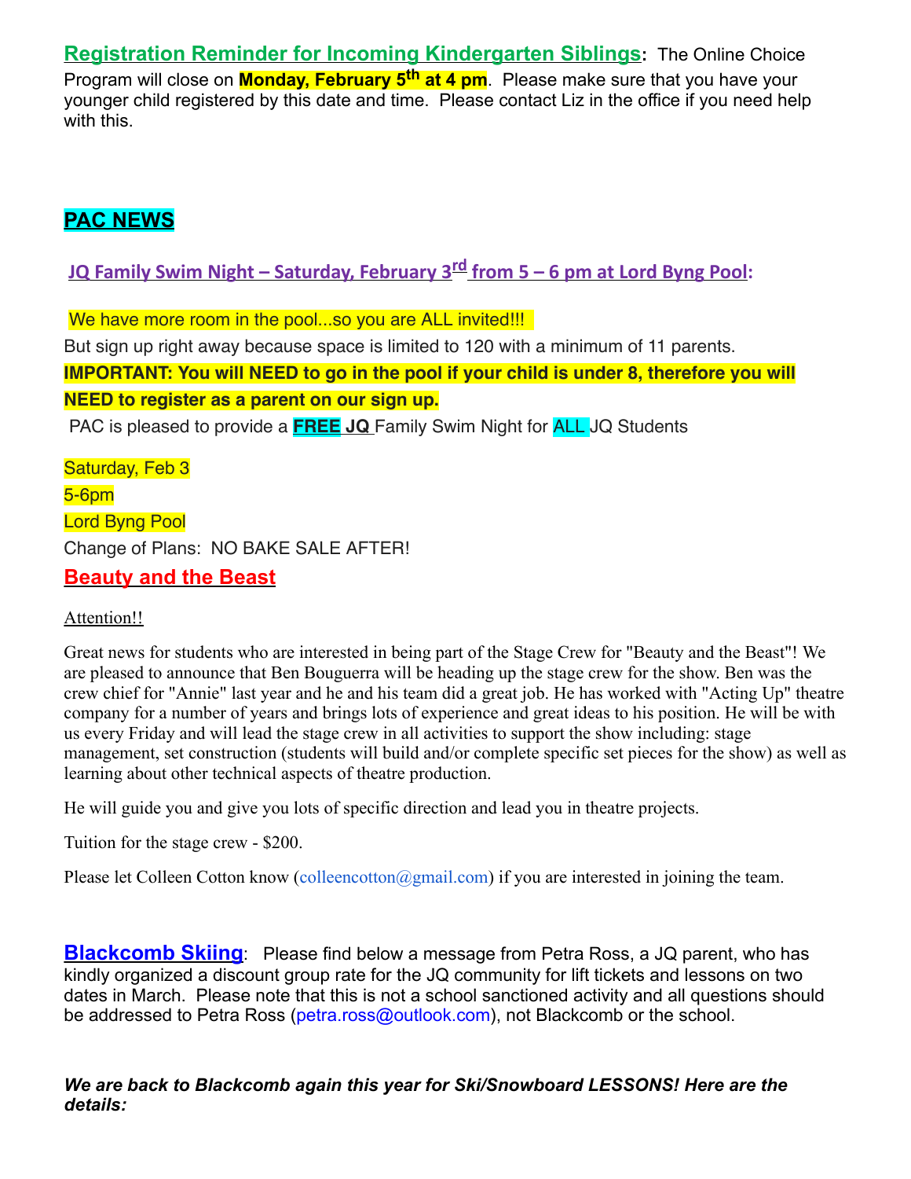**Registration Reminder for Incoming Kindergarten Siblings:** The Online Choice Program will close on **Monday, February 5th at 4 pm**. Please make sure that you have your younger child registered by this date and time. Please contact Liz in the office if you need help with this.

## PAC NEWS

### JQ Family Swim Night – Saturday, February 3rd from 5 – 6 pm at Lord Byng Pool:

We have more room in the pool...so you are ALL invited!!!

But sign up right away because space is limited to 120 with a minimum of 11 parents.

**IMPORTANT: You will NEED to go in the pool if your child is under 8, therefore you will NEED to register as a parent on our sign up.**

PAC is pleased to provide a **FREE** **JQ** Family Swim Night for ALL JQ Students

Saturday, Feb 3

5-6pm

Lord Byng Pool

Change of Plans: NO BAKE SALE AFTER!

## Beauty and the Beast

Attention!!

Great news for students who are interested in being part of the Stage Crew for "Beauty and the Beast"! We are pleased to announce that Ben Bouguerra will be heading up the stage crew for the show. Ben was the crew chief for "Annie" last year and he and his team did a great job. He has worked with "Acting Up" theatre company for a number of years and brings lots of experience and great ideas to his position. He will be with us every Friday and will lead the stage crew in all activities to support the show including: stage management, set construction (students will build and/or complete specific set pieces for the show) as well as learning about other technical aspects of theatre production.

He will guide you and give you lots of specific direction and lead you in theatre projects.

Tuition for the stage crew - $200.

Please let Colleen Cotton know (colleencotton@gmail.com) if you are interested in joining the team.

**Blackcomb Skiing**: Please find below a message from Petra Ross, a JQ parent, who has kindly organized a discount group rate for the JQ community for lift tickets and lessons on two dates in March. Please note that this is not a school sanctioned activity and all questions should be addressed to Petra Ross (petra.ross@outlook.com), not Blackcomb or the school.

***We are back to Blackcomb again this year for Ski/Snowboard LESSONS! Here are the details:***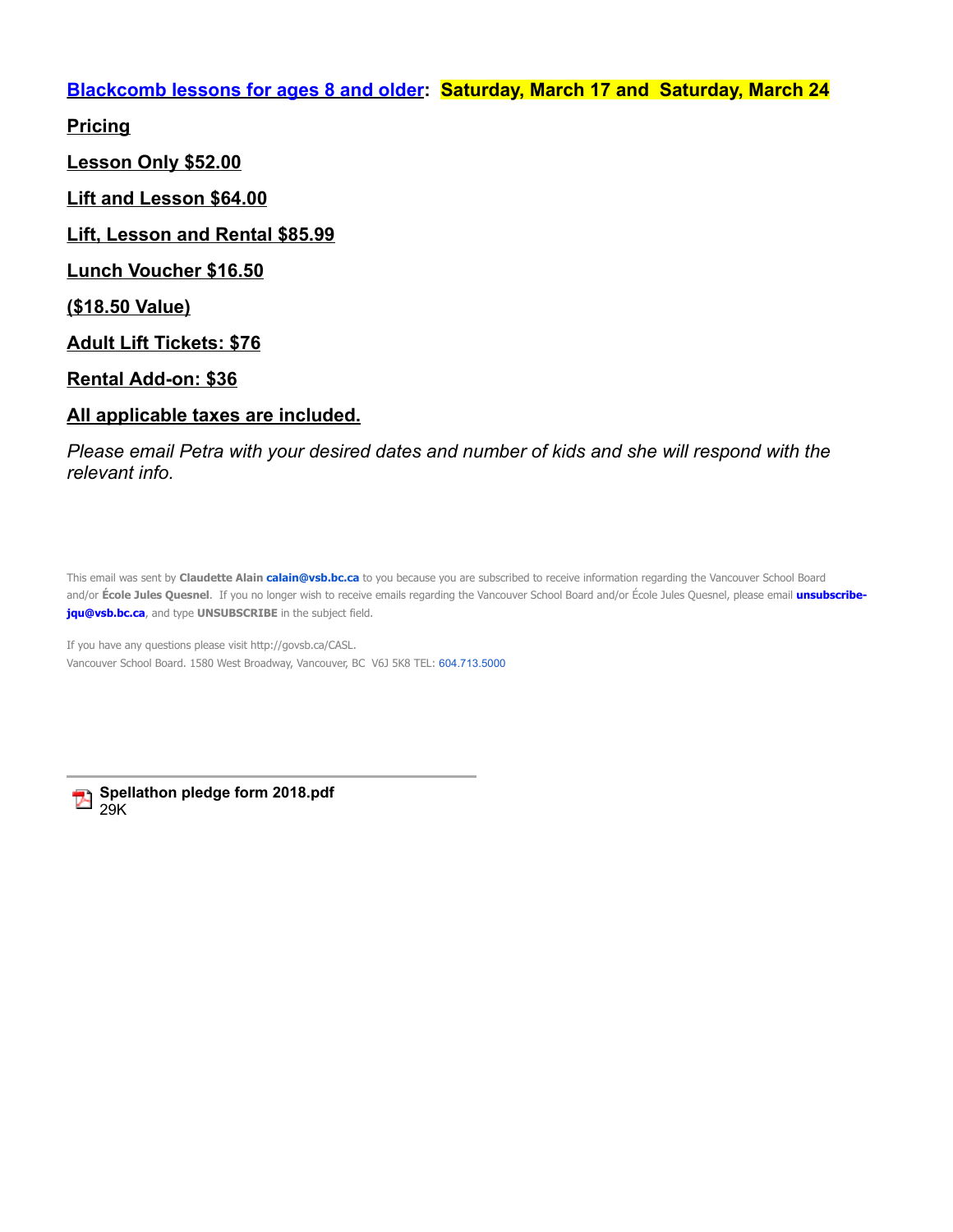**Blackcomb lessons for ages 8 and older**: **Saturday, March 17 and Saturday, March 24**

**Pricing**

**Lesson Only $52.00**

**Lift and Lesson $64.00**

**Lift, Lesson and Rental $85.99**

**Lunch Voucher $16.50**

**($18.50 Value)**

**Adult Lift Tickets: $76**

**Rental Add-on: $36**

**All applicable taxes are included.**

*Please email Petra with your desired dates and number of kids and she will respond with the relevant info.*

This email was sent by **Claudette Alain** **calain@vsb.bc.ca** to you because you are subscribed to receive information regarding the Vancouver School Board and/or **École Jules Quesnel**. If you no longer wish to receive emails regarding the Vancouver School Board and/or École Jules Quesnel, please email **unsubscribe-jqu@vsb.bc.ca**, and type **UNSUBSCRIBE** in the subject field.

If you have any questions please visit http://govsb.ca/CASL.
Vancouver School Board. 1580 West Broadway, Vancouver, BC V6J 5K8 TEL: 604.713.5000

---

**Spellathon pledge form 2018.pdf**
29K